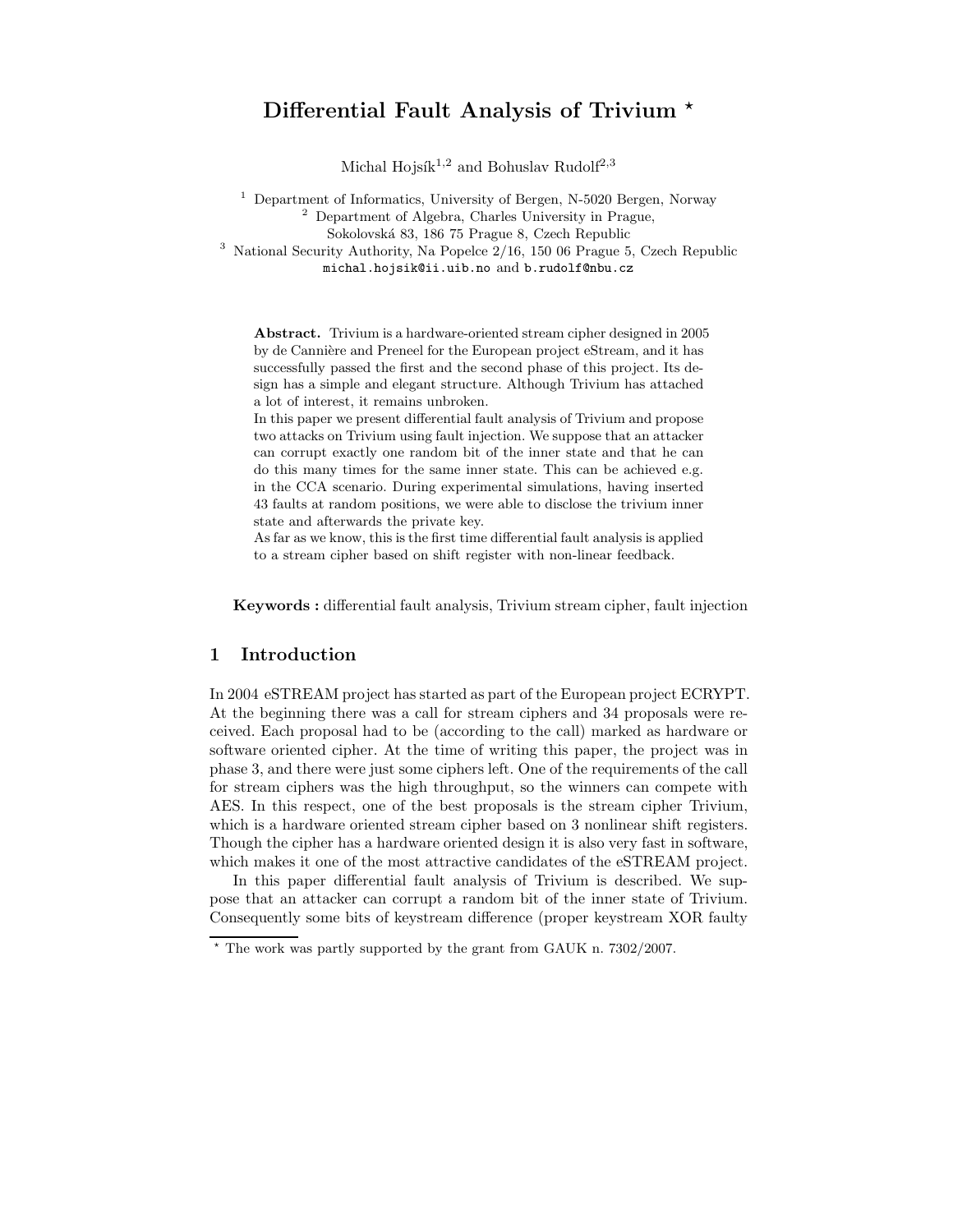# Differential Fault Analysis of Trivium ⋆

Michal Hojsík[1,2] and Bohuslav Rudolf[2,3]

[1] Department of Informatics, University of Bergen, N-5020 Bergen, Norway
[2] Department of Algebra, Charles University in Prague, Sokolovská 83, 186 75 Prague 8, Czech Republic
[3] National Security Authority, Na Popelce 2/16, 150 06 Prague 5, Czech Republic
michal.hojsik@ii.uib.no and b.rudolf@nbu.cz

**Abstract.** Trivium is a hardware-oriented stream cipher designed in 2005 by de Cannière and Preneel for the European project eStream, and it has successfully passed the first and the second phase of this project. Its design has a simple and elegant structure. Although Trivium has attached a lot of interest, it remains unbroken.
In this paper we present differential fault analysis of Trivium and propose two attacks on Trivium using fault injection. We suppose that an attacker can corrupt exactly one random bit of the inner state and that he can do this many times for the same inner state. This can be achieved e.g. in the CCA scenario. During experimental simulations, having inserted 43 faults at random positions, we were able to disclose the trivium inner state and afterwards the private key.
As far as we know, this is the first time differential fault analysis is applied to a stream cipher based on shift register with non-linear feedback.

**Keywords :** differential fault analysis, Trivium stream cipher, fault injection

## 1 Introduction

In 2004 eSTREAM project has started as part of the European project ECRYPT. At the beginning there was a call for stream ciphers and 34 proposals were received. Each proposal had to be (according to the call) marked as hardware or software oriented cipher. At the time of writing this paper, the project was in phase 3, and there were just some ciphers left. One of the requirements of the call for stream ciphers was the high throughput, so the winners can compete with AES. In this respect, one of the best proposals is the stream cipher Trivium, which is a hardware oriented stream cipher based on 3 nonlinear shift registers. Though the cipher has a hardware oriented design it is also very fast in software, which makes it one of the most attractive candidates of the eSTREAM project.

In this paper differential fault analysis of Trivium is described. We suppose that an attacker can corrupt a random bit of the inner state of Trivium. Consequently some bits of keystream difference (proper keystream XOR faulty

⋆ The work was partly supported by the grant from GAUK n. 7302/2007.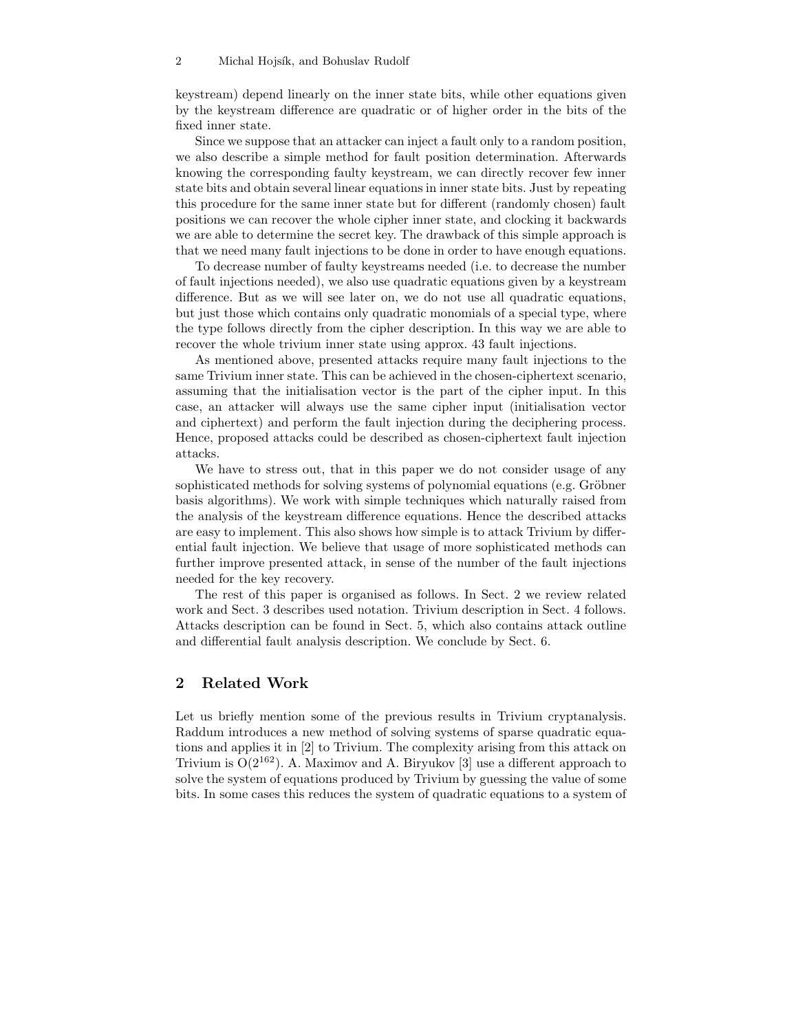keystream) depend linearly on the inner state bits, while other equations given by the keystream difference are quadratic or of higher order in the bits of the fixed inner state.

Since we suppose that an attacker can inject a fault only to a random position, we also describe a simple method for fault position determination. Afterwards knowing the corresponding faulty keystream, we can directly recover few inner state bits and obtain several linear equations in inner state bits. Just by repeating this procedure for the same inner state but for different (randomly chosen) fault positions we can recover the whole cipher inner state, and clocking it backwards we are able to determine the secret key. The drawback of this simple approach is that we need many fault injections to be done in order to have enough equations.

To decrease number of faulty keystreams needed (i.e. to decrease the number of fault injections needed), we also use quadratic equations given by a keystream difference. But as we will see later on, we do not use all quadratic equations, but just those which contains only quadratic monomials of a special type, where the type follows directly from the cipher description. In this way we are able to recover the whole trivium inner state using approx. 43 fault injections.

As mentioned above, presented attacks require many fault injections to the same Trivium inner state. This can be achieved in the chosen-ciphertext scenario, assuming that the initialisation vector is the part of the cipher input. In this case, an attacker will always use the same cipher input (initialisation vector and ciphertext) and perform the fault injection during the deciphering process. Hence, proposed attacks could be described as chosen-ciphertext fault injection attacks.

We have to stress out, that in this paper we do not consider usage of any sophisticated methods for solving systems of polynomial equations (e.g. Gröbner basis algorithms). We work with simple techniques which naturally raised from the analysis of the keystream difference equations. Hence the described attacks are easy to implement. This also shows how simple is to attack Trivium by differential fault injection. We believe that usage of more sophisticated methods can further improve presented attack, in sense of the number of the fault injections needed for the key recovery.

The rest of this paper is organised as follows. In Sect. 2 we review related work and Sect. 3 describes used notation. Trivium description in Sect. 4 follows. Attacks description can be found in Sect. 5, which also contains attack outline and differential fault analysis description. We conclude by Sect. 6.

## 2 Related Work

Let us briefly mention some of the previous results in Trivium cryptanalysis. Raddum introduces a new method of solving systems of sparse quadratic equations and applies it in [2] to Trivium. The complexity arising from this attack on Trivium is $O(2^{162})$. A. Maximov and A. Biryukov [3] use a different approach to solve the system of equations produced by Trivium by guessing the value of some bits. In some cases this reduces the system of quadratic equations to a system of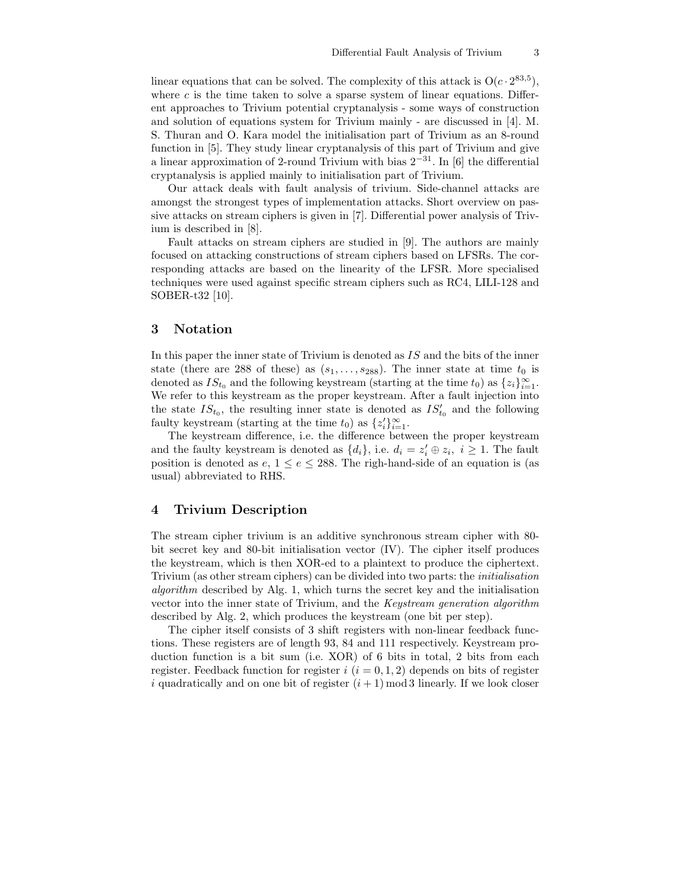linear equations that can be solved. The complexity of this attack is $O(c \cdot 2^{83,5})$, where $c$ is the time taken to solve a sparse system of linear equations. Different approaches to Trivium potential cryptanalysis - some ways of construction and solution of equations system for Trivium mainly - are discussed in [4]. M. S. Thuran and O. Kara model the initialisation part of Trivium as an 8-round function in [5]. They study linear cryptanalysis of this part of Trivium and give a linear approximation of 2-round Trivium with bias $2^{-31}$. In [6] the differential cryptanalysis is applied mainly to initialisation part of Trivium.

Our attack deals with fault analysis of trivium. Side-channel attacks are amongst the strongest types of implementation attacks. Short overview on passive attacks on stream ciphers is given in [7]. Differential power analysis of Trivium is described in [8].

Fault attacks on stream ciphers are studied in [9]. The authors are mainly focused on attacking constructions of stream ciphers based on LFSRs. The corresponding attacks are based on the linearity of the LFSR. More specialised techniques were used against specific stream ciphers such as RC4, LILI-128 and SOBER-t32 [10].

## 3 Notation

In this paper the inner state of Trivium is denoted as $IS$ and the bits of the inner state (there are 288 of these) as $(s_1, \ldots, s_{288})$. The inner state at time $t_0$ is denoted as $IS_{t_0}$ and the following keystream (starting at the time $t_0$) as $\{z_i\}_{i=1}^{\infty}$. We refer to this keystream as the proper keystream. After a fault injection into the state $IS_{t_0}$, the resulting inner state is denoted as $IS'_{t_0}$ and the following faulty keystream (starting at the time $t_0$) as $\{z'_i\}_{i=1}^{\infty}$.

The keystream difference, i.e. the difference between the proper keystream and the faulty keystream is denoted as $\{d_i\}$, i.e. $d_i = z'_i \oplus z_i,\ i \geq 1$. The fault position is denoted as $e$, $1 \leq e \leq 288$. The righ-hand-side of an equation is (as usual) abbreviated to RHS.

## 4 Trivium Description

The stream cipher trivium is an additive synchronous stream cipher with 80-bit secret key and 80-bit initialisation vector (IV). The cipher itself produces the keystream, which is then XOR-ed to a plaintext to produce the ciphertext. Trivium (as other stream ciphers) can be divided into two parts: the *initialisation algorithm* described by Alg. 1, which turns the secret key and the initialisation vector into the inner state of Trivium, and the *Keystream generation algorithm* described by Alg. 2, which produces the keystream (one bit per step).

The cipher itself consists of 3 shift registers with non-linear feedback functions. These registers are of length 93, 84 and 111 respectively. Keystream production function is a bit sum (i.e. XOR) of 6 bits in total, 2 bits from each register. Feedback function for register $i$ $(i = 0, 1, 2)$ depends on bits of register $i$ quadratically and on one bit of register $(i + 1) \bmod 3$ linearly. If we look closer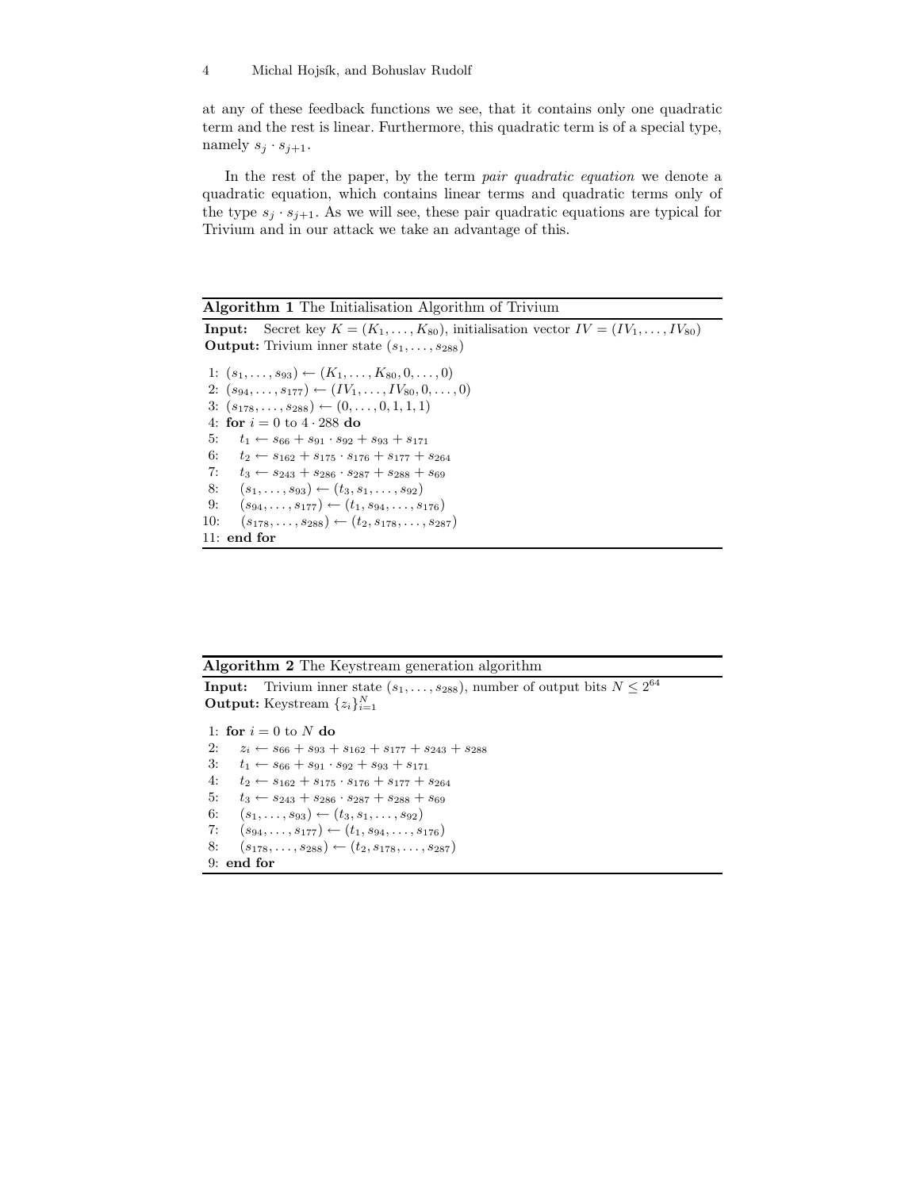at any of these feedback functions we see, that it contains only one quadratic term and the rest is linear. Furthermore, this quadratic term is of a special type, namely $s_j \cdot s_{j+1}$.

In the rest of the paper, by the term *pair quadratic equation* we denote a quadratic equation, which contains linear terms and quadratic terms only of the type $s_j \cdot s_{j+1}$. As we will see, these pair quadratic equations are typical for Trivium and in our attack we take an advantage of this.

---

**Algorithm 1** The Initialisation Algorithm of Trivium

---

**Input:** Secret key $K = (K_1, \ldots, K_{80})$, initialisation vector $IV = (IV_1, \ldots, IV_{80})$
**Output:** Trivium inner state $(s_1, \ldots, s_{288})$

1: $(s_1, \ldots, s_{93}) \leftarrow (K_1, \ldots, K_{80}, 0, \ldots, 0)$
2: $(s_{94}, \ldots, s_{177}) \leftarrow (IV_1, \ldots, IV_{80}, 0, \ldots, 0)$
3: $(s_{178}, \ldots, s_{288}) \leftarrow (0, \ldots, 0, 1, 1, 1)$
4: **for** $i = 0$ to $4 \cdot 288$ **do**
5: $\quad t_1 \leftarrow s_{66} + s_{91} \cdot s_{92} + s_{93} + s_{171}$
6: $\quad t_2 \leftarrow s_{162} + s_{175} \cdot s_{176} + s_{177} + s_{264}$
7: $\quad t_3 \leftarrow s_{243} + s_{286} \cdot s_{287} + s_{288} + s_{69}$
8: $\quad (s_1, \ldots, s_{93}) \leftarrow (t_3, s_1, \ldots, s_{92})$
9: $\quad (s_{94}, \ldots, s_{177}) \leftarrow (t_1, s_{94}, \ldots, s_{176})$
10: $\quad (s_{178}, \ldots, s_{288}) \leftarrow (t_2, s_{178}, \ldots, s_{287})$
11: **end for**

---

**Algorithm 2** The Keystream generation algorithm

---

**Input:** Trivium inner state $(s_1, \ldots, s_{288})$, number of output bits $N \leq 2^{64}$
**Output:** Keystream $\{z_i\}_{i=1}^N$

1: **for** $i = 0$ to $N$ **do**
2: $\quad z_i \leftarrow s_{66} + s_{93} + s_{162} + s_{177} + s_{243} + s_{288}$
3: $\quad t_1 \leftarrow s_{66} + s_{91} \cdot s_{92} + s_{93} + s_{171}$
4: $\quad t_2 \leftarrow s_{162} + s_{175} \cdot s_{176} + s_{177} + s_{264}$
5: $\quad t_3 \leftarrow s_{243} + s_{286} \cdot s_{287} + s_{288} + s_{69}$
6: $\quad (s_1, \ldots, s_{93}) \leftarrow (t_3, s_1, \ldots, s_{92})$
7: $\quad (s_{94}, \ldots, s_{177}) \leftarrow (t_1, s_{94}, \ldots, s_{176})$
8: $\quad (s_{178}, \ldots, s_{288}) \leftarrow (t_2, s_{178}, \ldots, s_{287})$
9: **end for**

---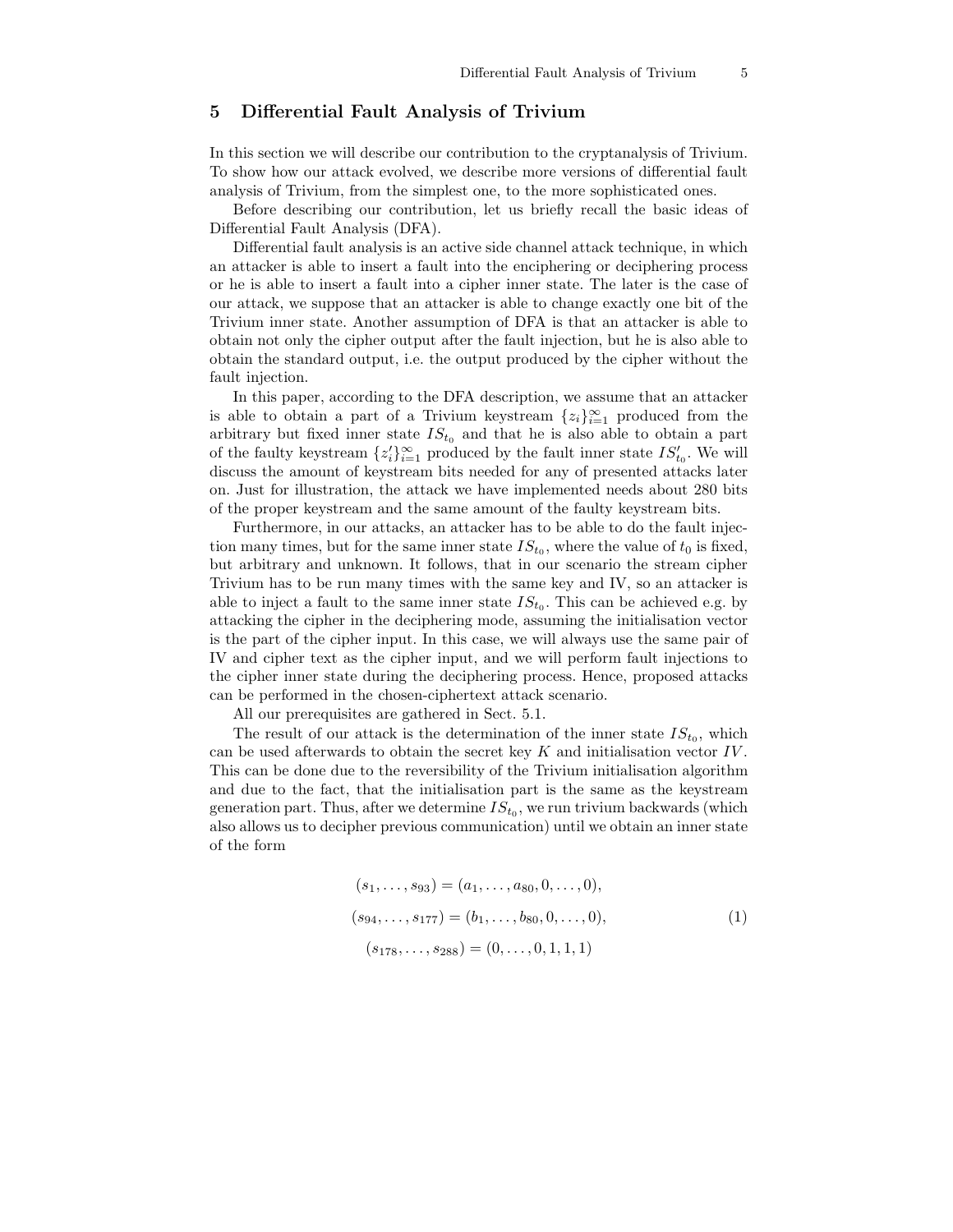## 5 Differential Fault Analysis of Trivium

In this section we will describe our contribution to the cryptanalysis of Trivium. To show how our attack evolved, we describe more versions of differential fault analysis of Trivium, from the simplest one, to the more sophisticated ones.

Before describing our contribution, let us briefly recall the basic ideas of Differential Fault Analysis (DFA).

Differential fault analysis is an active side channel attack technique, in which an attacker is able to insert a fault into the enciphering or deciphering process or he is able to insert a fault into a cipher inner state. The later is the case of our attack, we suppose that an attacker is able to change exactly one bit of the Trivium inner state. Another assumption of DFA is that an attacker is able to obtain not only the cipher output after the fault injection, but he is also able to obtain the standard output, i.e. the output produced by the cipher without the fault injection.

In this paper, according to the DFA description, we assume that an attacker is able to obtain a part of a Trivium keystream $\{z_i\}_{i=1}^{\infty}$ produced from the arbitrary but fixed inner state $IS_{t_0}$ and that he is also able to obtain a part of the faulty keystream $\{z'_i\}_{i=1}^{\infty}$ produced by the fault inner state $IS'_{t_0}$. We will discuss the amount of keystream bits needed for any of presented attacks later on. Just for illustration, the attack we have implemented needs about 280 bits of the proper keystream and the same amount of the faulty keystream bits.

Furthermore, in our attacks, an attacker has to be able to do the fault injection many times, but for the same inner state $IS_{t_0}$, where the value of $t_0$ is fixed, but arbitrary and unknown. It follows, that in our scenario the stream cipher Trivium has to be run many times with the same key and IV, so an attacker is able to inject a fault to the same inner state $IS_{t_0}$. This can be achieved e.g. by attacking the cipher in the deciphering mode, assuming the initialisation vector is the part of the cipher input. In this case, we will always use the same pair of IV and cipher text as the cipher input, and we will perform fault injections to the cipher inner state during the deciphering process. Hence, proposed attacks can be performed in the chosen-ciphertext attack scenario.

All our prerequisites are gathered in Sect. 5.1.

The result of our attack is the determination of the inner state $IS_{t_0}$, which can be used afterwards to obtain the secret key $K$ and initialisation vector $IV$. This can be done due to the reversibility of the Trivium initialisation algorithm and due to the fact, that the initialisation part is the same as the keystream generation part. Thus, after we determine $IS_{t_0}$, we run trivium backwards (which also allows us to decipher previous communication) until we obtain an inner state of the form

$$
\begin{aligned}
(s_1, \ldots, s_{93}) &= (a_1, \ldots, a_{80}, 0, \ldots, 0), \\
(s_{94}, \ldots, s_{177}) &= (b_1, \ldots, b_{80}, 0, \ldots, 0), \\
(s_{178}, \ldots, s_{288}) &= (0, \ldots, 0, 1, 1, 1)
\end{aligned}
\tag{1}
$$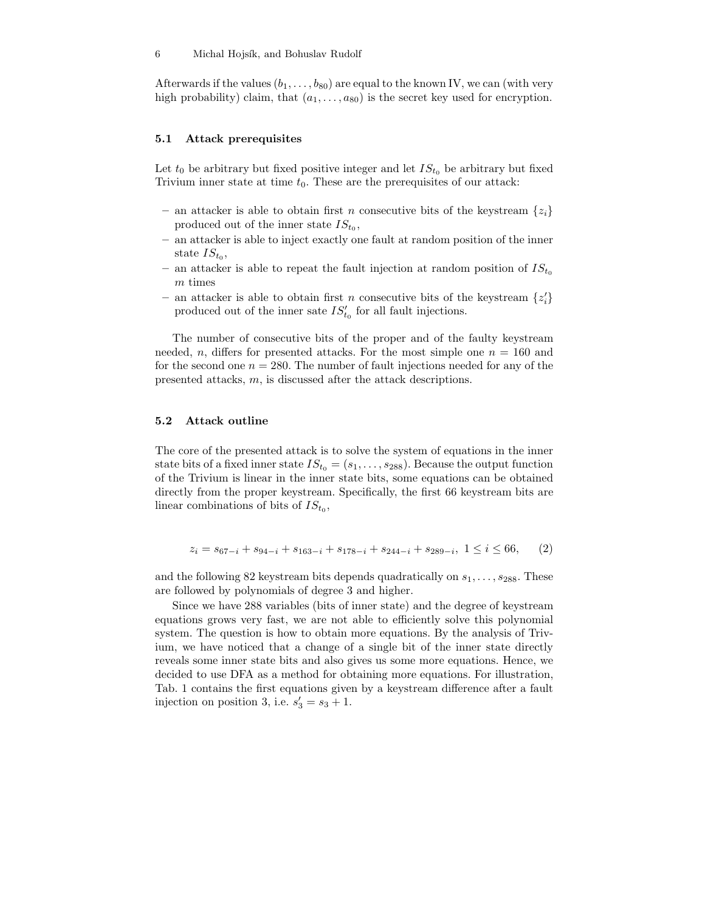Afterwards if the values $(b_1, \ldots, b_{80})$ are equal to the known IV, we can (with very high probability) claim, that $(a_1, \ldots, a_{80})$ is the secret key used for encryption.

### 5.1 Attack prerequisites

Let $t_0$ be arbitrary but fixed positive integer and let $IS_{t_0}$ be arbitrary but fixed Trivium inner state at time $t_0$. These are the prerequisites of our attack:

- an attacker is able to obtain first $n$ consecutive bits of the keystream $\{z_i\}$ produced out of the inner state $IS_{t_0}$,
- an attacker is able to inject exactly one fault at random position of the inner state $IS_{t_0}$,
- an attacker is able to repeat the fault injection at random position of $IS_{t_0}$ $m$ times
- an attacker is able to obtain first $n$ consecutive bits of the keystream $\{z'_i\}$ produced out of the inner sate $IS'_{t_0}$ for all fault injections.

The number of consecutive bits of the proper and of the faulty keystream needed, $n$, differs for presented attacks. For the most simple one $n = 160$ and for the second one $n = 280$. The number of fault injections needed for any of the presented attacks, $m$, is discussed after the attack descriptions.

### 5.2 Attack outline

The core of the presented attack is to solve the system of equations in the inner state bits of a fixed inner state $IS_{t_0} = (s_1, \ldots, s_{288})$. Because the output function of the Trivium is linear in the inner state bits, some equations can be obtained directly from the proper keystream. Specifically, the first 66 keystream bits are linear combinations of bits of $IS_{t_0}$,

$$z_i = s_{67-i} + s_{94-i} + s_{163-i} + s_{178-i} + s_{244-i} + s_{289-i}, \ 1 \leq i \leq 66, \qquad (2)$$

and the following 82 keystream bits depends quadratically on $s_1, \ldots, s_{288}$. These are followed by polynomials of degree 3 and higher.

Since we have 288 variables (bits of inner state) and the degree of keystream equations grows very fast, we are not able to efficiently solve this polynomial system. The question is how to obtain more equations. By the analysis of Trivium, we have noticed that a change of a single bit of the inner state directly reveals some inner state bits and also gives us some more equations. Hence, we decided to use DFA as a method for obtaining more equations. For illustration, Tab. 1 contains the first equations given by a keystream difference after a fault injection on position 3, i.e. $s'_3 = s_3 + 1$.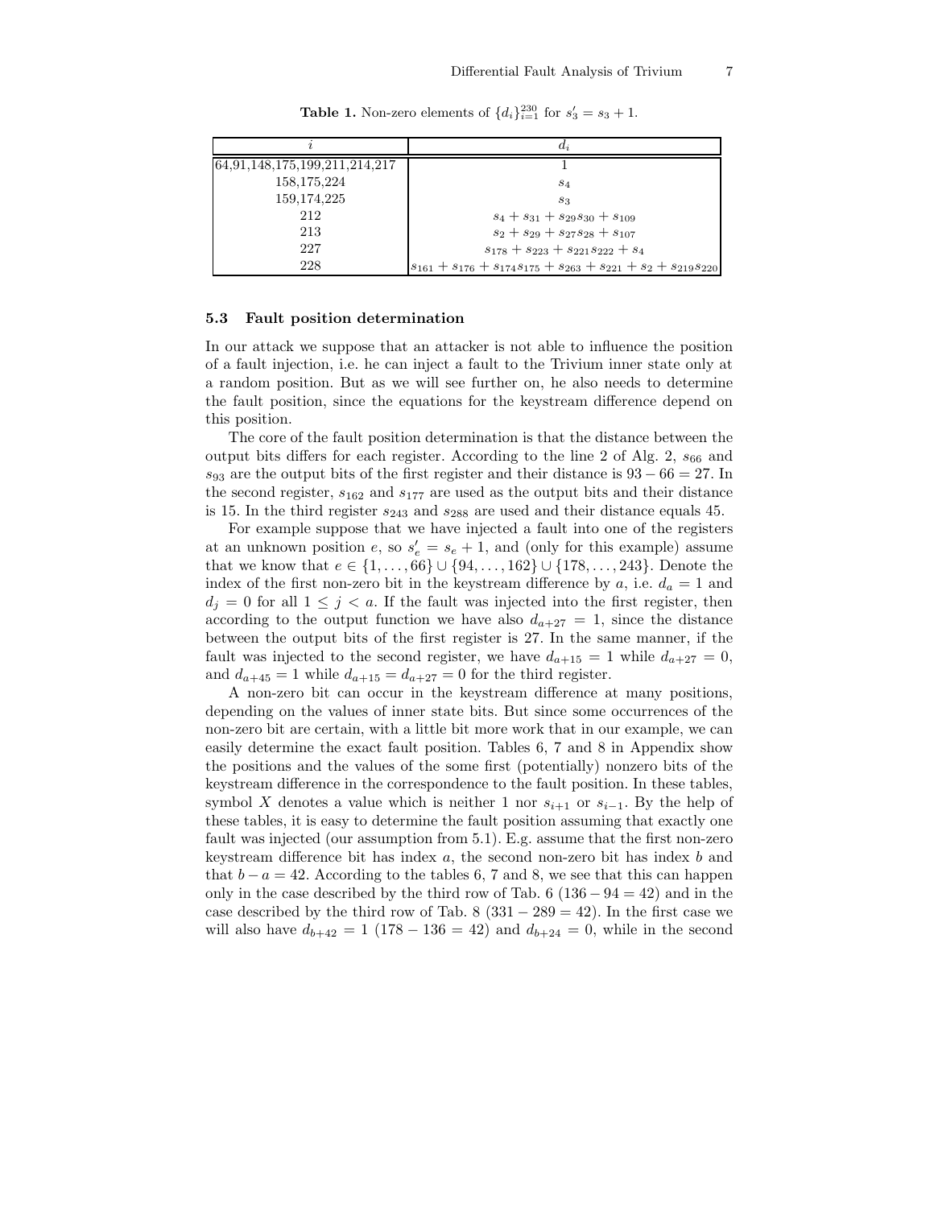**Table 1.** Non-zero elements of $\{d_i\}_{i=1}^{230}$ for $s'_3 = s_3 + 1$.

| $i$ | $d_i$ |
|---|---|
| 64,91,148,175,199,211,214,217 | 1 |
| 158,175,224 | $s_4$ |
| 159,174,225 | $s_3$ |
| 212 | $s_4 + s_{31} + s_{29}s_{30} + s_{109}$ |
| 213 | $s_2 + s_{29} + s_{27}s_{28} + s_{107}$ |
| 227 | $s_{178} + s_{223} + s_{221}s_{222} + s_4$ |
| 228 | $s_{161} + s_{176} + s_{174}s_{175} + s_{263} + s_{221} + s_2 + s_{219}s_{220}$ |

### 5.3 Fault position determination

In our attack we suppose that an attacker is not able to influence the position of a fault injection, i.e. he can inject a fault to the Trivium inner state only at a random position. But as we will see further on, he also needs to determine the fault position, since the equations for the keystream difference depend on this position.

The core of the fault position determination is that the distance between the output bits differs for each register. According to the line 2 of Alg. 2, $s_{66}$ and $s_{93}$ are the output bits of the first register and their distance is $93 - 66 = 27$. In the second register, $s_{162}$ and $s_{177}$ are used as the output bits and their distance is 15. In the third register $s_{243}$ and $s_{288}$ are used and their distance equals 45.

For example suppose that we have injected a fault into one of the registers at an unknown position $e$, so $s'_e = s_e + 1$, and (only for this example) assume that we know that $e \in \{1, \ldots, 66\} \cup \{94, \ldots, 162\} \cup \{178, \ldots, 243\}$. Denote the index of the first non-zero bit in the keystream difference by $a$, i.e. $d_a = 1$ and $d_j = 0$ for all $1 \leq j < a$. If the fault was injected into the first register, then according to the output function we have also $d_{a+27} = 1$, since the distance between the output bits of the first register is 27. In the same manner, if the fault was injected to the second register, we have $d_{a+15} = 1$ while $d_{a+27} = 0$, and $d_{a+45} = 1$ while $d_{a+15} = d_{a+27} = 0$ for the third register.

A non-zero bit can occur in the keystream difference at many positions, depending on the values of inner state bits. But since some occurrences of the non-zero bit are certain, with a little bit more work that in our example, we can easily determine the exact fault position. Tables 6, 7 and 8 in Appendix show the positions and the values of the some first (potentially) nonzero bits of the keystream difference in the correspondence to the fault position. In these tables, symbol $X$ denotes a value which is neither 1 nor $s_{i+1}$ or $s_{i-1}$. By the help of these tables, it is easy to determine the fault position assuming that exactly one fault was injected (our assumption from 5.1). E.g. assume that the first non-zero keystream difference bit has index $a$, the second non-zero bit has index $b$ and that $b - a = 42$. According to the tables 6, 7 and 8, we see that this can happen only in the case described by the third row of Tab. 6 ($136 - 94 = 42$) and in the case described by the third row of Tab. 8 ($331 - 289 = 42$). In the first case we will also have $d_{b+42} = 1$ ($178 - 136 = 42$) and $d_{b+24} = 0$, while in the second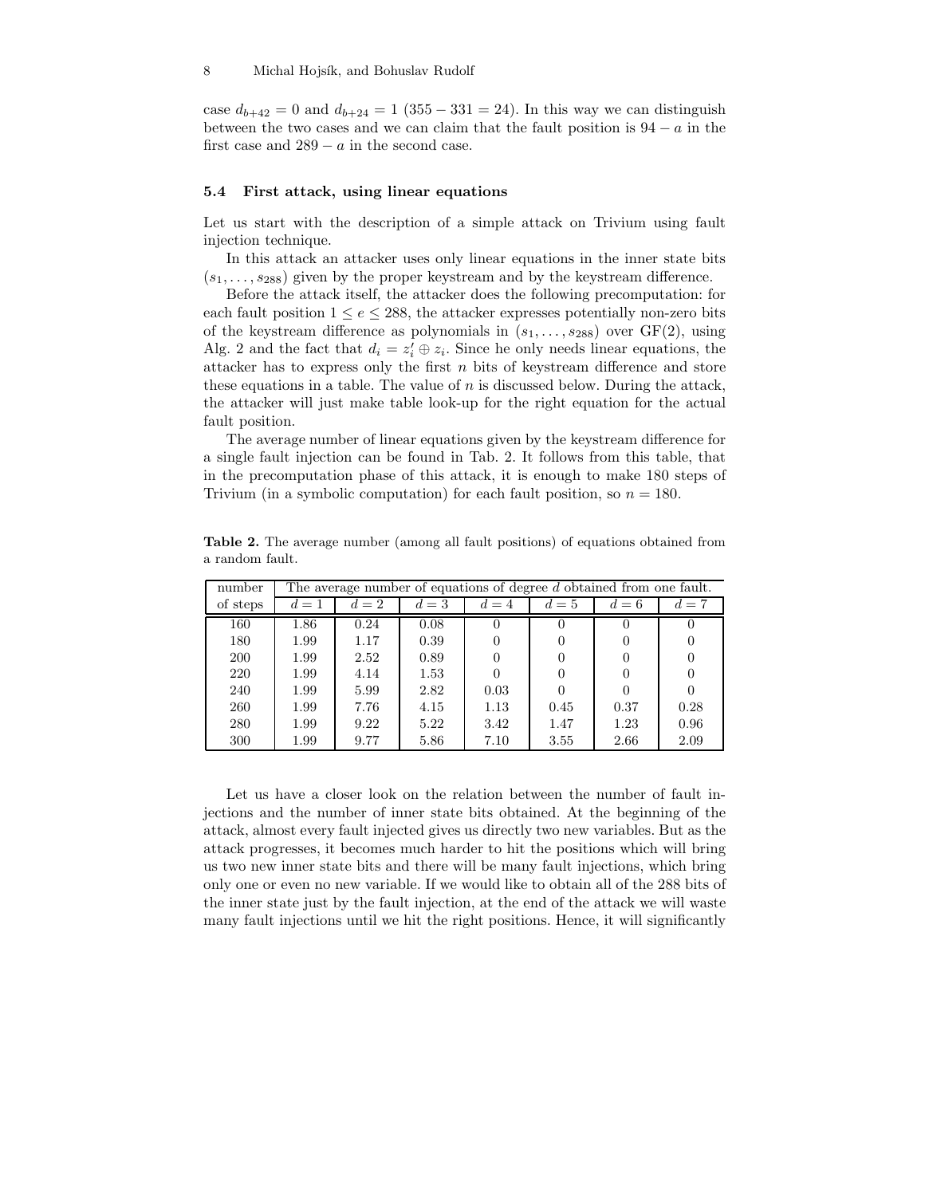case $d_{b+42} = 0$ and $d_{b+24} = 1$ ($355 - 331 = 24$). In this way we can distinguish between the two cases and we can claim that the fault position is $94 - a$ in the first case and $289 - a$ in the second case.

### 5.4 First attack, using linear equations

Let us start with the description of a simple attack on Trivium using fault injection technique.

In this attack an attacker uses only linear equations in the inner state bits $(s_1, \ldots, s_{288})$ given by the proper keystream and by the keystream difference.

Before the attack itself, the attacker does the following precomputation: for each fault position $1 \leq e \leq 288$, the attacker expresses potentially non-zero bits of the keystream difference as polynomials in $(s_1, \ldots, s_{288})$ over GF(2), using Alg. 2 and the fact that $d_i = z_i' \oplus z_i$. Since he only needs linear equations, the attacker has to express only the first $n$ bits of keystream difference and store these equations in a table. The value of $n$ is discussed below. During the attack, the attacker will just make table look-up for the right equation for the actual fault position.

The average number of linear equations given by the keystream difference for a single fault injection can be found in Tab. 2. It follows from this table, that in the precomputation phase of this attack, it is enough to make 180 steps of Trivium (in a symbolic computation) for each fault position, so $n = 180$.

**Table 2.** The average number (among all fault positions) of equations obtained from a random fault.

| number of steps | The average number of equations of degree $d$ obtained from one fault. | | | | | | |
|---|---|---|---|---|---|---|---|
| | $d=1$ | $d=2$ | $d=3$ | $d=4$ | $d=5$ | $d=6$ | $d=7$ |
| 160 | 1.86 | 0.24 | 0.08 | 0 | 0 | 0 | 0 |
| 180 | 1.99 | 1.17 | 0.39 | 0 | 0 | 0 | 0 |
| 200 | 1.99 | 2.52 | 0.89 | 0 | 0 | 0 | 0 |
| 220 | 1.99 | 4.14 | 1.53 | 0 | 0 | 0 | 0 |
| 240 | 1.99 | 5.99 | 2.82 | 0.03 | 0 | 0 | 0 |
| 260 | 1.99 | 7.76 | 4.15 | 1.13 | 0.45 | 0.37 | 0.28 |
| 280 | 1.99 | 9.22 | 5.22 | 3.42 | 1.47 | 1.23 | 0.96 |
| 300 | 1.99 | 9.77 | 5.86 | 7.10 | 3.55 | 2.66 | 2.09 |

Let us have a closer look on the relation between the number of fault injections and the number of inner state bits obtained. At the beginning of the attack, almost every fault injected gives us directly two new variables. But as the attack progresses, it becomes much harder to hit the positions which will bring us two new inner state bits and there will be many fault injections, which bring only one or even no new variable. If we would like to obtain all of the 288 bits of the inner state just by the fault injection, at the end of the attack we will waste many fault injections until we hit the right positions. Hence, it will significantly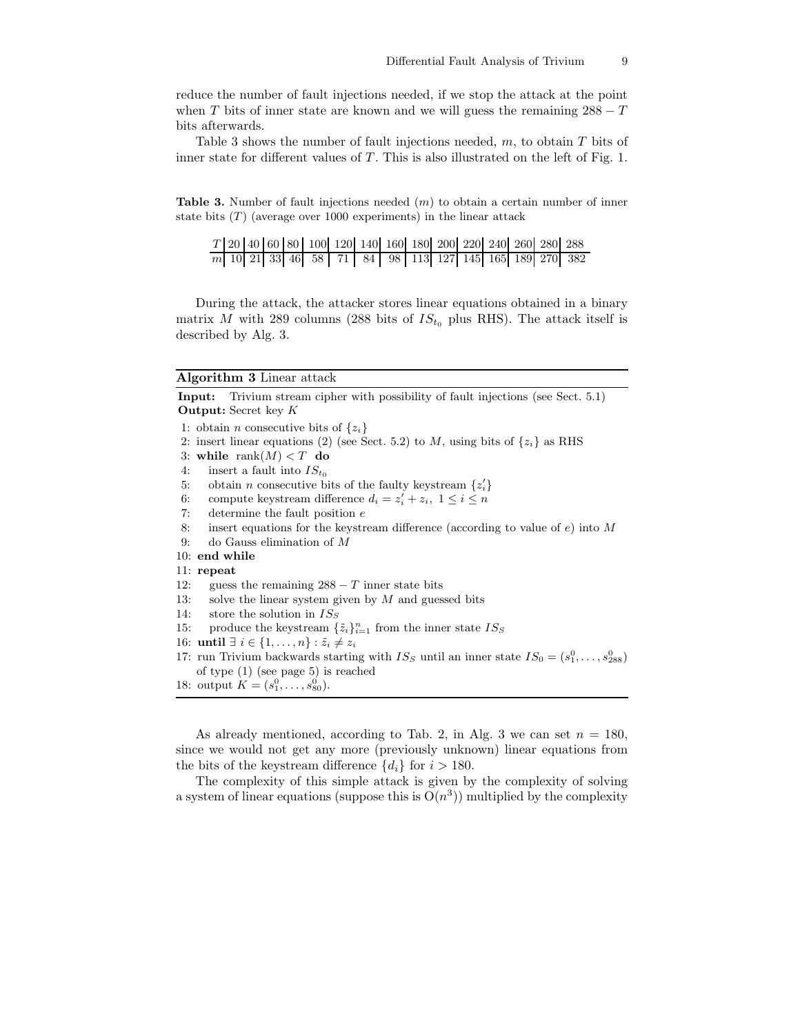reduce the number of fault injections needed, if we stop the attack at the point when $T$ bits of inner state are known and we will guess the remaining $288 - T$ bits afterwards.

Table 3 shows the number of fault injections needed, $m$, to obtain $T$ bits of inner state for different values of $T$. This is also illustrated on the left of Fig. 1.

**Table 3.** Number of fault injections needed ($m$) to obtain a certain number of inner state bits ($T$) (average over 1000 experiments) in the linear attack

| $T$ | 20 | 40 | 60 | 80 | 100 | 120 | 140 | 160 | 180 | 200 | 220 | 240 | 260 | 280 | 288 |
|---|---|---|---|---|---|---|---|---|---|---|---|---|---|---|---|
| $m$ | 10 | 21 | 33 | 46 | 58 | 71 | 84 | 98 | 113 | 127 | 145 | 165 | 189 | 270 | 382 |

During the attack, the attacker stores linear equations obtained in a binary matrix $M$ with 289 columns (288 bits of $IS_{t_0}$ plus RHS). The attack itself is described by Alg. 3.

**Algorithm 3** Linear attack

**Input:** Trivium stream cipher with possibility of fault injections (see Sect. 5.1)
**Output:** Secret key $K$

1: obtain $n$ consecutive bits of $\{z_i\}$
2: insert linear equations (2) (see Sect. 5.2) to $M$, using bits of $\{z_i\}$ as RHS
3: **while** $\mathrm{rank}(M) < T$ **do**
4: insert a fault into $IS_{t_0}$
5: obtain $n$ consecutive bits of the faulty keystream $\{z'_i\}$
6: compute keystream difference $d_i = z'_i + z_i,\ 1 \leq i \leq n$
7: determine the fault position $e$
8: insert equations for the keystream difference (according to value of $e$) into $M$
9: do Gauss elimination of $M$
10: **end while**
11: **repeat**
12: guess the remaining $288 - T$ inner state bits
13: solve the linear system given by $M$ and guessed bits
14: store the solution in $IS_S$
15: produce the keystream $\{\tilde{z}_i\}_{i=1}^{n}$ from the inner state $IS_S$
16: **until** $\exists\ i \in \{1, \ldots, n\} : \tilde{z}_i \neq z_i$
17: run Trivium backwards starting with $IS_S$ until an inner state $IS_0 = (s_1^0, \ldots, s_{288}^0)$ of type (1) (see page 5) is reached
18: output $K = (s_1^0, \ldots, s_{80}^0)$.

As already mentioned, according to Tab. 2, in Alg. 3 we can set $n = 180$, since we would not get any more (previously unknown) linear equations from the bits of the keystream difference $\{d_i\}$ for $i > 180$.

The complexity of this simple attack is given by the complexity of solving a system of linear equations (suppose this is $\mathrm{O}(n^3)$) multiplied by the complexity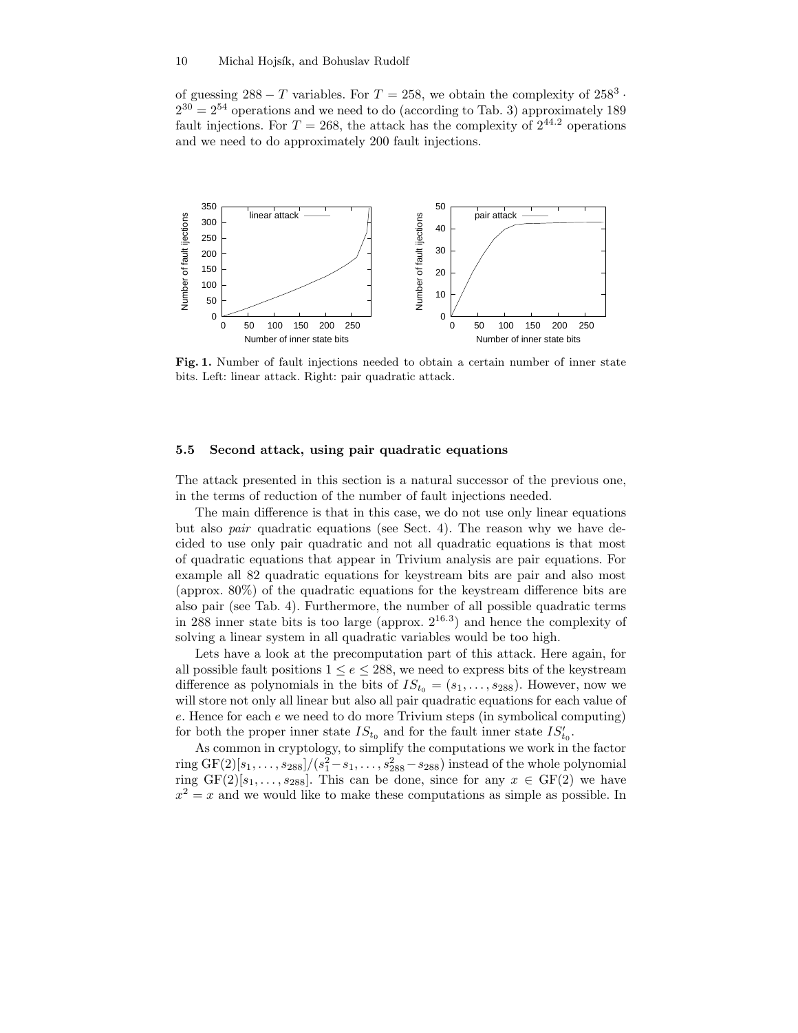of guessing $288 - T$ variables. For $T = 258$, we obtain the complexity of $258^3 \cdot 2^{30} = 2^{54}$ operations and we need to do (according to Tab. 3) approximately 189 fault injections. For $T = 268$, the attack has the complexity of $2^{44.2}$ operations and we need to do approximately 200 fault injections.

**Fig. 1.** Number of fault injections needed to obtain a certain number of inner state bits. Left: linear attack. Right: pair quadratic attack.

### 5.5 Second attack, using pair quadratic equations

The attack presented in this section is a natural successor of the previous one, in the terms of reduction of the number of fault injections needed.

The main difference is that in this case, we do not use only linear equations but also *pair* quadratic equations (see Sect. 4). The reason why we have decided to use only pair quadratic and not all quadratic equations is that most of quadratic equations that appear in Trivium analysis are pair equations. For example all 82 quadratic equations for keystream bits are pair and also most (approx. 80%) of the quadratic equations for the keystream difference bits are also pair (see Tab. 4). Furthermore, the number of all possible quadratic terms in 288 inner state bits is too large (approx. $2^{16.3}$) and hence the complexity of solving a linear system in all quadratic variables would be too high.

Lets have a look at the precomputation part of this attack. Here again, for all possible fault positions $1 \leq e \leq 288$, we need to express bits of the keystream difference as polynomials in the bits of $IS_{t_0} = (s_1, \ldots, s_{288})$. However, now we will store not only all linear but also all pair quadratic equations for each value of $e$. Hence for each $e$ we need to do more Trivium steps (in symbolical computing) for both the proper inner state $IS_{t_0}$ and for the fault inner state $IS'_{t_0}$.

As common in cryptology, to simplify the computations we work in the factor ring $\mathrm{GF}(2)[s_1, \ldots, s_{288}]/(s_1^2 - s_1, \ldots, s_{288}^2 - s_{288})$ instead of the whole polynomial ring $\mathrm{GF}(2)[s_1, \ldots, s_{288}]$. This can be done, since for any $x \in \mathrm{GF}(2)$ we have $x^2 = x$ and we would like to make these computations as simple as possible. In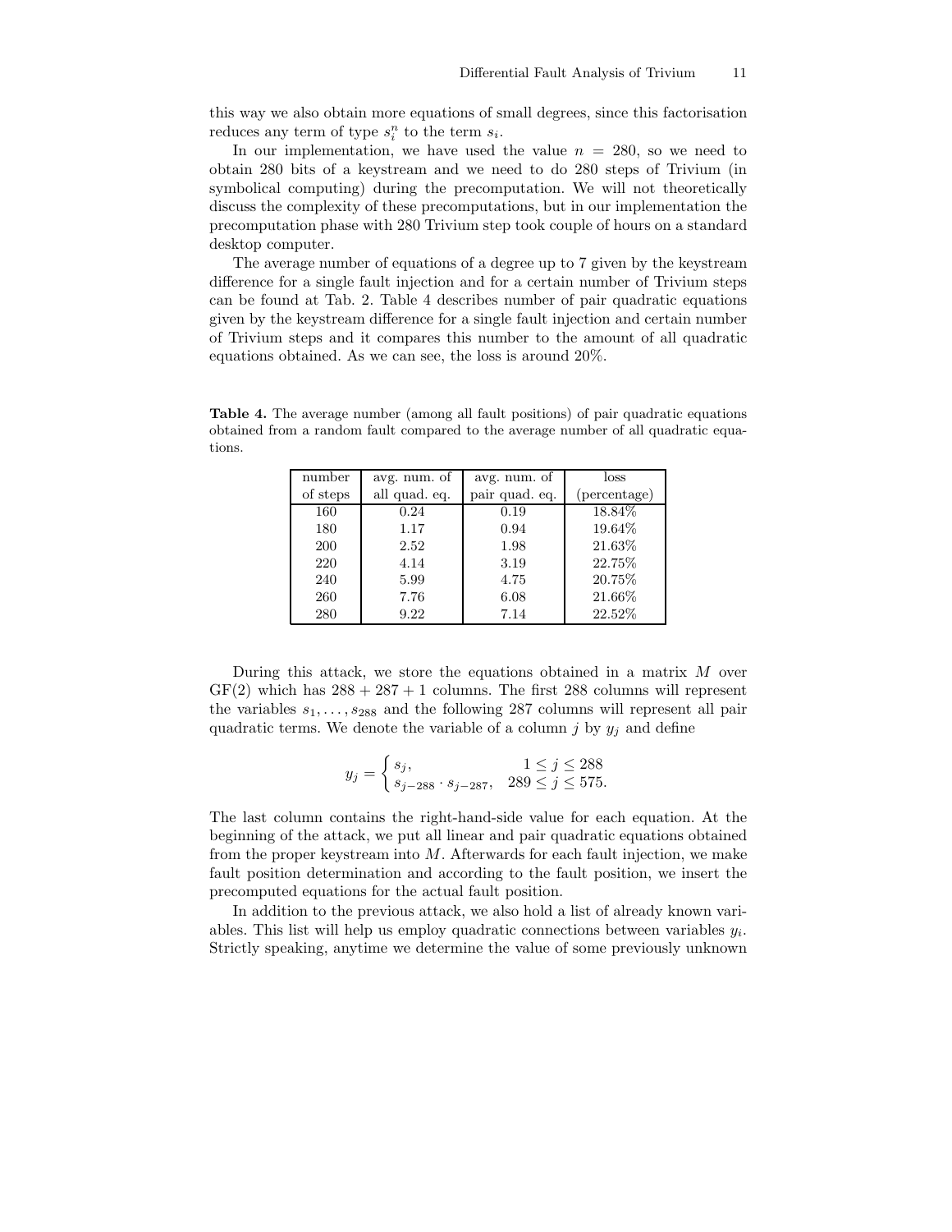this way we also obtain more equations of small degrees, since this factorisation reduces any term of type $s_i^n$ to the term $s_i$.

In our implementation, we have used the value $n = 280$, so we need to obtain 280 bits of a keystream and we need to do 280 steps of Trivium (in symbolical computing) during the precomputation. We will not theoretically discuss the complexity of these precomputations, but in our implementation the precomputation phase with 280 Trivium step took couple of hours on a standard desktop computer.

The average number of equations of a degree up to 7 given by the keystream difference for a single fault injection and for a certain number of Trivium steps can be found at Tab. 2. Table 4 describes number of pair quadratic equations given by the keystream difference for a single fault injection and certain number of Trivium steps and it compares this number to the amount of all quadratic equations obtained. As we can see, the loss is around 20%.

**Table 4.** The average number (among all fault positions) of pair quadratic equations obtained from a random fault compared to the average number of all quadratic equations.

| number of steps | avg. num. of all quad. eq. | avg. num. of pair quad. eq. | loss (percentage) |
|---|---|---|---|
| 160 | 0.24 | 0.19 | 18.84% |
| 180 | 1.17 | 0.94 | 19.64% |
| 200 | 2.52 | 1.98 | 21.63% |
| 220 | 4.14 | 3.19 | 22.75% |
| 240 | 5.99 | 4.75 | 20.75% |
| 260 | 7.76 | 6.08 | 21.66% |
| 280 | 9.22 | 7.14 | 22.52% |

During this attack, we store the equations obtained in a matrix $M$ over GF(2) which has $288 + 287 + 1$ columns. The first 288 columns will represent the variables $s_1, \ldots, s_{288}$ and the following 287 columns will represent all pair quadratic terms. We denote the variable of a column $j$ by $y_j$ and define

$$y_j = \begin{cases} s_j, & 1 \leq j \leq 288 \\ s_{j-288} \cdot s_{j-287}, & 289 \leq j \leq 575. \end{cases}$$

The last column contains the right-hand-side value for each equation. At the beginning of the attack, we put all linear and pair quadratic equations obtained from the proper keystream into $M$. Afterwards for each fault injection, we make fault position determination and according to the fault position, we insert the precomputed equations for the actual fault position.

In addition to the previous attack, we also hold a list of already known variables. This list will help us employ quadratic connections between variables $y_i$. Strictly speaking, anytime we determine the value of some previously unknown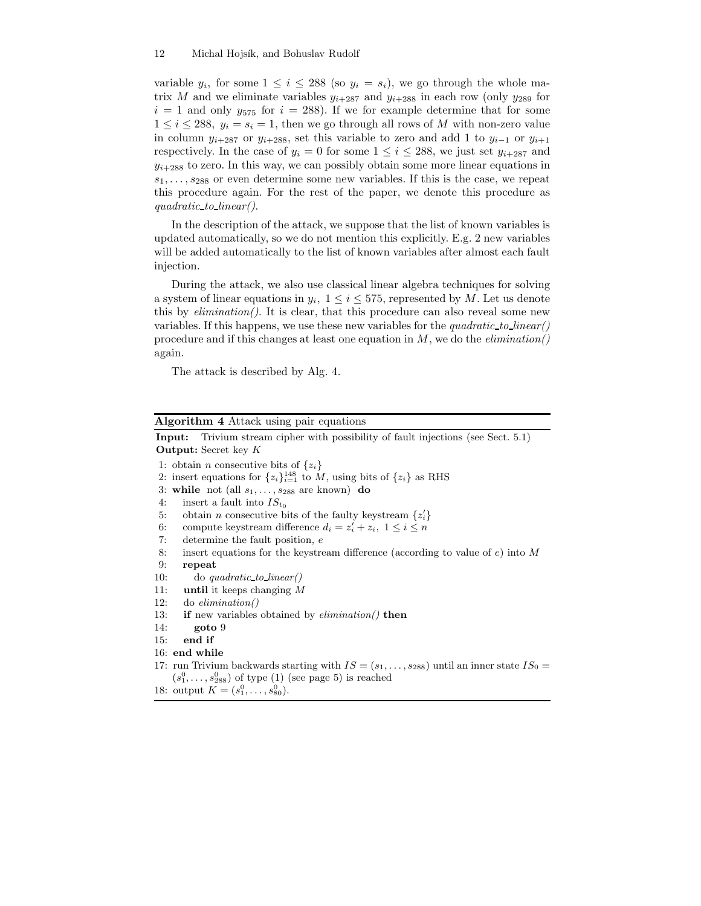variable $y_i$, for some $1 \le i \le 288$ (so $y_i = s_i$), we go through the whole matrix $M$ and we eliminate variables $y_{i+287}$ and $y_{i+288}$ in each row (only $y_{289}$ for $i = 1$ and only $y_{575}$ for $i = 288$). If we for example determine that for some $1 \le i \le 288$, $y_i = s_i = 1$, then we go through all rows of $M$ with non-zero value in column $y_{i+287}$ or $y_{i+288}$, set this variable to zero and add 1 to $y_{i-1}$ or $y_{i+1}$ respectively. In the case of $y_i = 0$ for some $1 \le i \le 288$, we just set $y_{i+287}$ and $y_{i+288}$ to zero. In this way, we can possibly obtain some more linear equations in $s_1, \ldots, s_{288}$ or even determine some new variables. If this is the case, we repeat this procedure again. For the rest of the paper, we denote this procedure as *quadratic_to_linear()*.

In the description of the attack, we suppose that the list of known variables is updated automatically, so we do not mention this explicitly. E.g. 2 new variables will be added automatically to the list of known variables after almost each fault injection.

During the attack, we also use classical linear algebra techniques for solving a system of linear equations in $y_i$, $1 \le i \le 575$, represented by $M$. Let us denote this by *elimination()*. It is clear, that this procedure can also reveal some new variables. If this happens, we use these new variables for the *quadratic_to_linear()* procedure and if this changes at least one equation in $M$, we do the *elimination()* again.

The attack is described by Alg. 4.

**Algorithm 4** Attack using pair equations

**Input:** Trivium stream cipher with possibility of fault injections (see Sect. 5.1)
**Output:** Secret key $K$

```
 1: obtain n consecutive bits of {z_i}
 2: insert equations for {z_i}_{i=1}^{148} to M, using bits of {z_i} as RHS
 3: while not (all s_1, ..., s_288 are known) do
 4:    insert a fault into IS_{t_0}
 5:    obtain n consecutive bits of the faulty keystream {z'_i}
 6:    compute keystream difference d_i = z'_i + z_i, 1 <= i <= n
 7:    determine the fault position, e
 8:    insert equations for the keystream difference (according to value of e) into M
 9:    repeat
10:       do quadratic_to_linear()
11:    until it keeps changing M
12:    do elimination()
13:    if new variables obtained by elimination() then
14:       goto 9
15:    end if
16: end while
17: run Trivium backwards starting with IS = (s_1, ..., s_288) until an inner state IS_0 =
    (s^0_1, ..., s^0_288) of type (1) (see page 5) is reached
18: output K = (s^0_1, ..., s^0_80).
```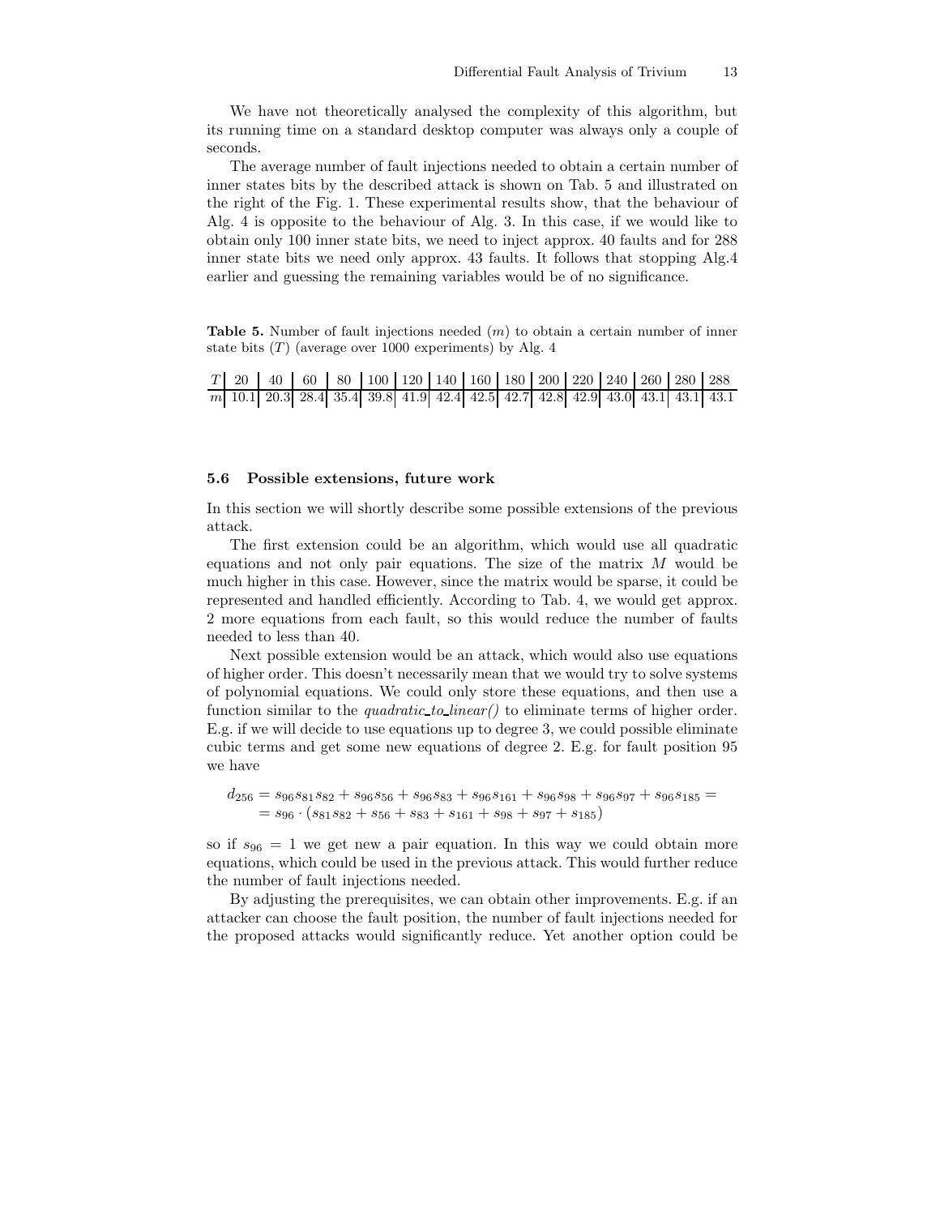We have not theoretically analysed the complexity of this algorithm, but its running time on a standard desktop computer was always only a couple of seconds.

The average number of fault injections needed to obtain a certain number of inner states bits by the described attack is shown on Tab. 5 and illustrated on the right of the Fig. 1. These experimental results show, that the behaviour of Alg. 4 is opposite to the behaviour of Alg. 3. In this case, if we would like to obtain only 100 inner state bits, we need to inject approx. 40 faults and for 288 inner state bits we need only approx. 43 faults. It follows that stopping Alg.4 earlier and guessing the remaining variables would be of no significance.

**Table 5.** Number of fault injections needed ($m$) to obtain a certain number of inner state bits ($T$) (average over 1000 experiments) by Alg. 4

| $T$ | 20 | 40 | 60 | 80 | 100 | 120 | 140 | 160 | 180 | 200 | 220 | 240 | 260 | 280 | 288 |
|---|---|---|---|---|---|---|---|---|---|---|---|---|---|---|---|
| $m$ | 10.1 | 20.3 | 28.4 | 35.4 | 39.8 | 41.9 | 42.4 | 42.5 | 42.7 | 42.8 | 42.9 | 43.0 | 43.1 | 43.1 | 43.1 |

### 5.6 Possible extensions, future work

In this section we will shortly describe some possible extensions of the previous attack.

The first extension could be an algorithm, which would use all quadratic equations and not only pair equations. The size of the matrix $M$ would be much higher in this case. However, since the matrix would be sparse, it could be represented and handled efficiently. According to Tab. 4, we would get approx. 2 more equations from each fault, so this would reduce the number of faults needed to less than 40.

Next possible extension would be an attack, which would also use equations of higher order. This doesn't necessarily mean that we would try to solve systems of polynomial equations. We could only store these equations, and then use a function similar to the *quadratic_to_linear()* to eliminate terms of higher order. E.g. if we will decide to use equations up to degree 3, we could possible eliminate cubic terms and get some new equations of degree 2. E.g. for fault position 95 we have

$$
\begin{aligned}
d_{256} &= s_{96}s_{81}s_{82} + s_{96}s_{56} + s_{96}s_{83} + s_{96}s_{161} + s_{96}s_{98} + s_{96}s_{97} + s_{96}s_{185} = \\
&= s_{96} \cdot (s_{81}s_{82} + s_{56} + s_{83} + s_{161} + s_{98} + s_{97} + s_{185})
\end{aligned}
$$

so if $s_{96} = 1$ we get new a pair equation. In this way we could obtain more equations, which could be used in the previous attack. This would further reduce the number of fault injections needed.

By adjusting the prerequisites, we can obtain other improvements. E.g. if an attacker can choose the fault position, the number of fault injections needed for the proposed attacks would significantly reduce. Yet another option could be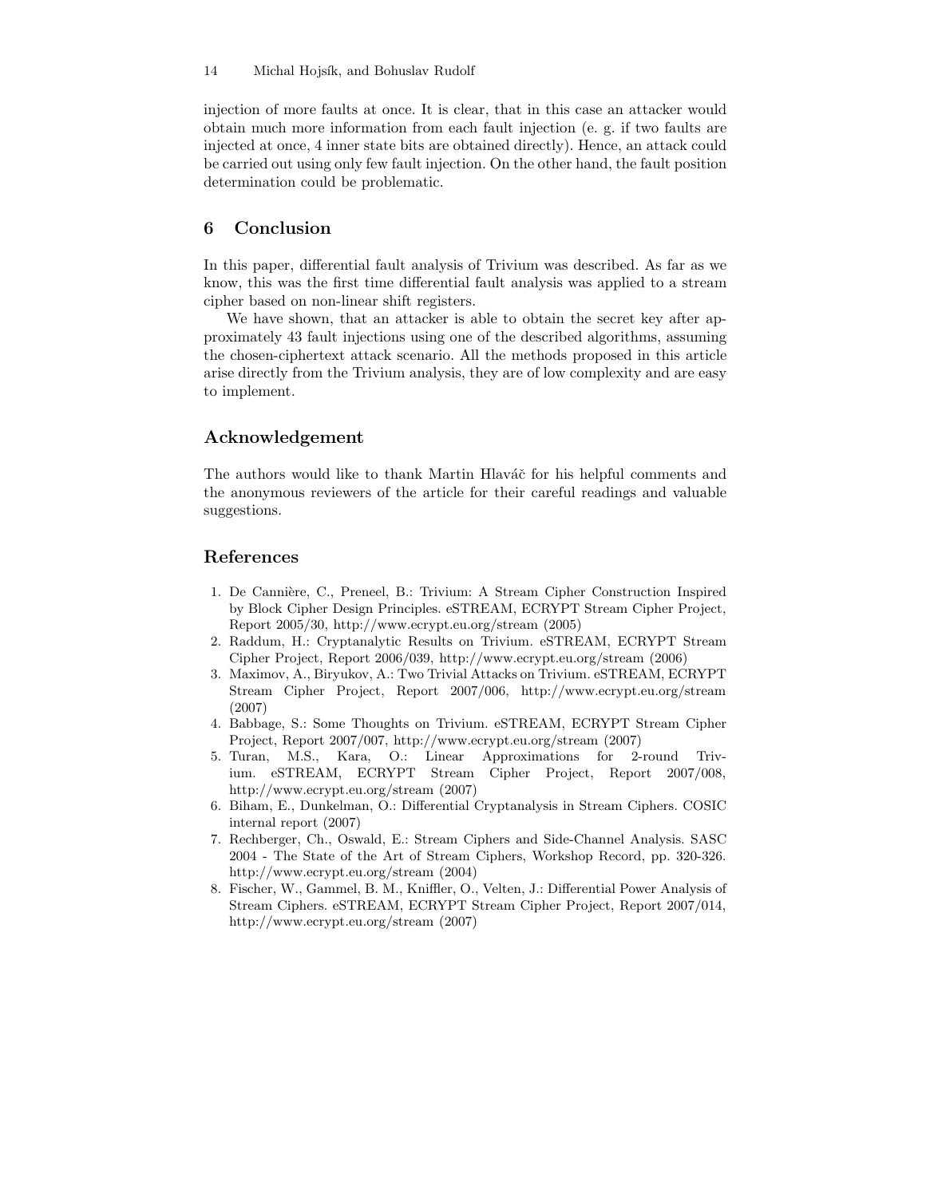injection of more faults at once. It is clear, that in this case an attacker would obtain much more information from each fault injection (e. g. if two faults are injected at once, 4 inner state bits are obtained directly). Hence, an attack could be carried out using only few fault injection. On the other hand, the fault position determination could be problematic.

## 6 Conclusion

In this paper, differential fault analysis of Trivium was described. As far as we know, this was the first time differential fault analysis was applied to a stream cipher based on non-linear shift registers.

We have shown, that an attacker is able to obtain the secret key after approximately 43 fault injections using one of the described algorithms, assuming the chosen-ciphertext attack scenario. All the methods proposed in this article arise directly from the Trivium analysis, they are of low complexity and are easy to implement.

## Acknowledgement

The authors would like to thank Martin Hlaváč for his helpful comments and the anonymous reviewers of the article for their careful readings and valuable suggestions.

## References

1. De Cannière, C., Preneel, B.: Trivium: A Stream Cipher Construction Inspired by Block Cipher Design Principles. eSTREAM, ECRYPT Stream Cipher Project, Report 2005/30, http://www.ecrypt.eu.org/stream (2005)
2. Raddum, H.: Cryptanalytic Results on Trivium. eSTREAM, ECRYPT Stream Cipher Project, Report 2006/039, http://www.ecrypt.eu.org/stream (2006)
3. Maximov, A., Biryukov, A.: Two Trivial Attacks on Trivium. eSTREAM, ECRYPT Stream Cipher Project, Report 2007/006, http://www.ecrypt.eu.org/stream (2007)
4. Babbage, S.: Some Thoughts on Trivium. eSTREAM, ECRYPT Stream Cipher Project, Report 2007/007, http://www.ecrypt.eu.org/stream (2007)
5. Turan, M.S., Kara, O.: Linear Approximations for 2-round Trivium. eSTREAM, ECRYPT Stream Cipher Project, Report 2007/008, http://www.ecrypt.eu.org/stream (2007)
6. Biham, E., Dunkelman, O.: Differential Cryptanalysis in Stream Ciphers. COSIC internal report (2007)
7. Rechberger, Ch., Oswald, E.: Stream Ciphers and Side-Channel Analysis. SASC 2004 - The State of the Art of Stream Ciphers, Workshop Record, pp. 320-326. http://www.ecrypt.eu.org/stream (2004)
8. Fischer, W., Gammel, B. M., Kniffler, O., Velten, J.: Differential Power Analysis of Stream Ciphers. eSTREAM, ECRYPT Stream Cipher Project, Report 2007/014, http://www.ecrypt.eu.org/stream (2007)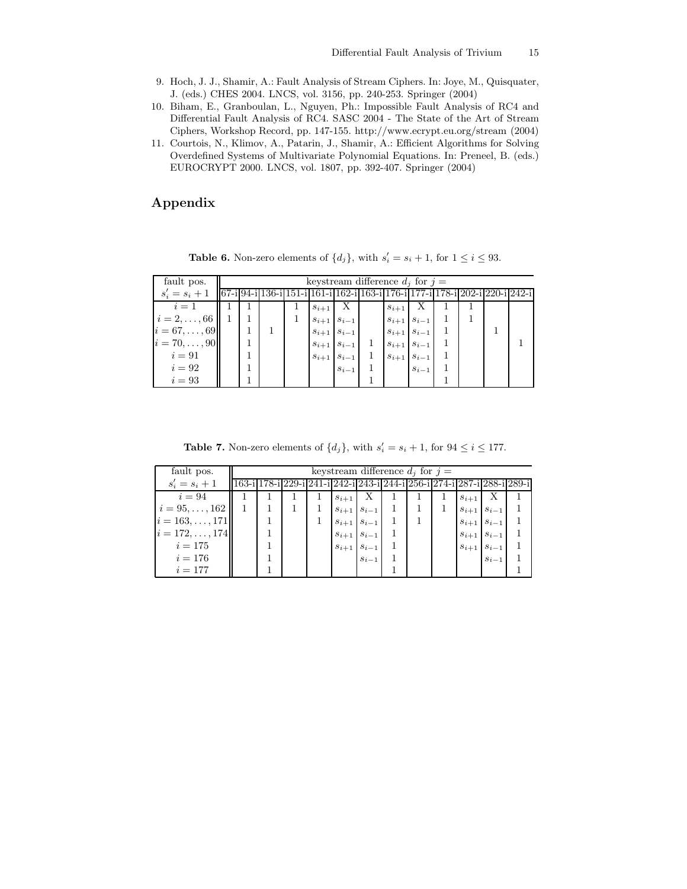9. Hoch, J. J., Shamir, A.: Fault Analysis of Stream Ciphers. In: Joye, M., Quisquater, J. (eds.) CHES 2004. LNCS, vol. 3156, pp. 240-253. Springer (2004)
10. Biham, E., Granboulan, L., Nguyen, Ph.: Impossible Fault Analysis of RC4 and Differential Fault Analysis of RC4. SASC 2004 - The State of the Art of Stream Ciphers, Workshop Record, pp. 147-155. http://www.ecrypt.eu.org/stream (2004)
11. Courtois, N., Klimov, A., Patarin, J., Shamir, A.: Efficient Algorithms for Solving Overdefined Systems of Multivariate Polynomial Equations. In: Preneel, B. (eds.) EUROCRYPT 2000. LNCS, vol. 1807, pp. 392-407. Springer (2004)

# Appendix

**Table 6.** Non-zero elements of $\{d_j\}$, with $s'_i = s_i + 1$, for $1 \leq i \leq 93$.

| fault pos. | keystream difference $d_j$ for $j =$ | | | | | | | | | | | | |
|---|---|---|---|---|---|---|---|---|---|---|---|---|---|
| $s'_i = s_i + 1$ | 67-i | 94-i | 136-i | 151-i | 161-i | 162-i | 163-i | 176-i | 177-i | 178-i | 202-i | 220-i | 242-i |
| $i = 1$ | 1 | 1 | | 1 | $s_{i+1}$ | X | | $s_{i+1}$ | X | 1 | 1 | | |
| $i = 2, \ldots, 66$ | 1 | 1 | | 1 | $s_{i+1}$ | $s_{i-1}$ | | $s_{i+1}$ | $s_{i-1}$ | 1 | 1 | | |
| $i = 67, \ldots, 69$ | | 1 | 1 | | $s_{i+1}$ | $s_{i-1}$ | | $s_{i+1}$ | $s_{i-1}$ | 1 | | 1 | |
| $i = 70, \ldots, 90$ | | 1 | | | $s_{i+1}$ | $s_{i-1}$ | 1 | $s_{i+1}$ | $s_{i-1}$ | 1 | | | 1 |
| $i = 91$ | | 1 | | | $s_{i+1}$ | $s_{i-1}$ | 1 | $s_{i+1}$ | $s_{i-1}$ | 1 | | | |
| $i = 92$ | | 1 | | | | $s_{i-1}$ | 1 | | $s_{i-1}$ | 1 | | | |
| $i = 93$ | | 1 | | | | | 1 | | | 1 | | | |

**Table 7.** Non-zero elements of $\{d_j\}$, with $s'_i = s_i + 1$, for $94 \leq i \leq 177$.

| fault pos. | keystream difference $d_j$ for $j =$ | | | | | | | | | | | |
|---|---|---|---|---|---|---|---|---|---|---|---|---|
| $s'_i = s_i + 1$ | 163-i | 178-i | 229-i | 241-i | 242-i | 243-i | 244-i | 256-i | 274-i | 287-i | 288-i | 289-i |
| $i = 94$ | 1 | 1 | 1 | 1 | $s_{i+1}$ | X | 1 | 1 | 1 | $s_{i+1}$ | X | 1 |
| $i = 95, \ldots, 162$ | 1 | 1 | 1 | 1 | $s_{i+1}$ | $s_{i-1}$ | 1 | 1 | 1 | $s_{i+1}$ | $s_{i-1}$ | 1 |
| $i = 163, \ldots, 171$ | | 1 | | 1 | $s_{i+1}$ | $s_{i-1}$ | 1 | 1 | | $s_{i+1}$ | $s_{i-1}$ | 1 |
| $i = 172, \ldots, 174$ | | 1 | | | $s_{i+1}$ | $s_{i-1}$ | 1 | | | $s_{i+1}$ | $s_{i-1}$ | 1 |
| $i = 175$ | | 1 | | | $s_{i+1}$ | $s_{i-1}$ | 1 | | | $s_{i+1}$ | $s_{i-1}$ | 1 |
| $i = 176$ | | 1 | | | | $s_{i-1}$ | 1 | | | | $s_{i-1}$ | 1 |
| $i = 177$ | | 1 | | | | | 1 | | | | | 1 |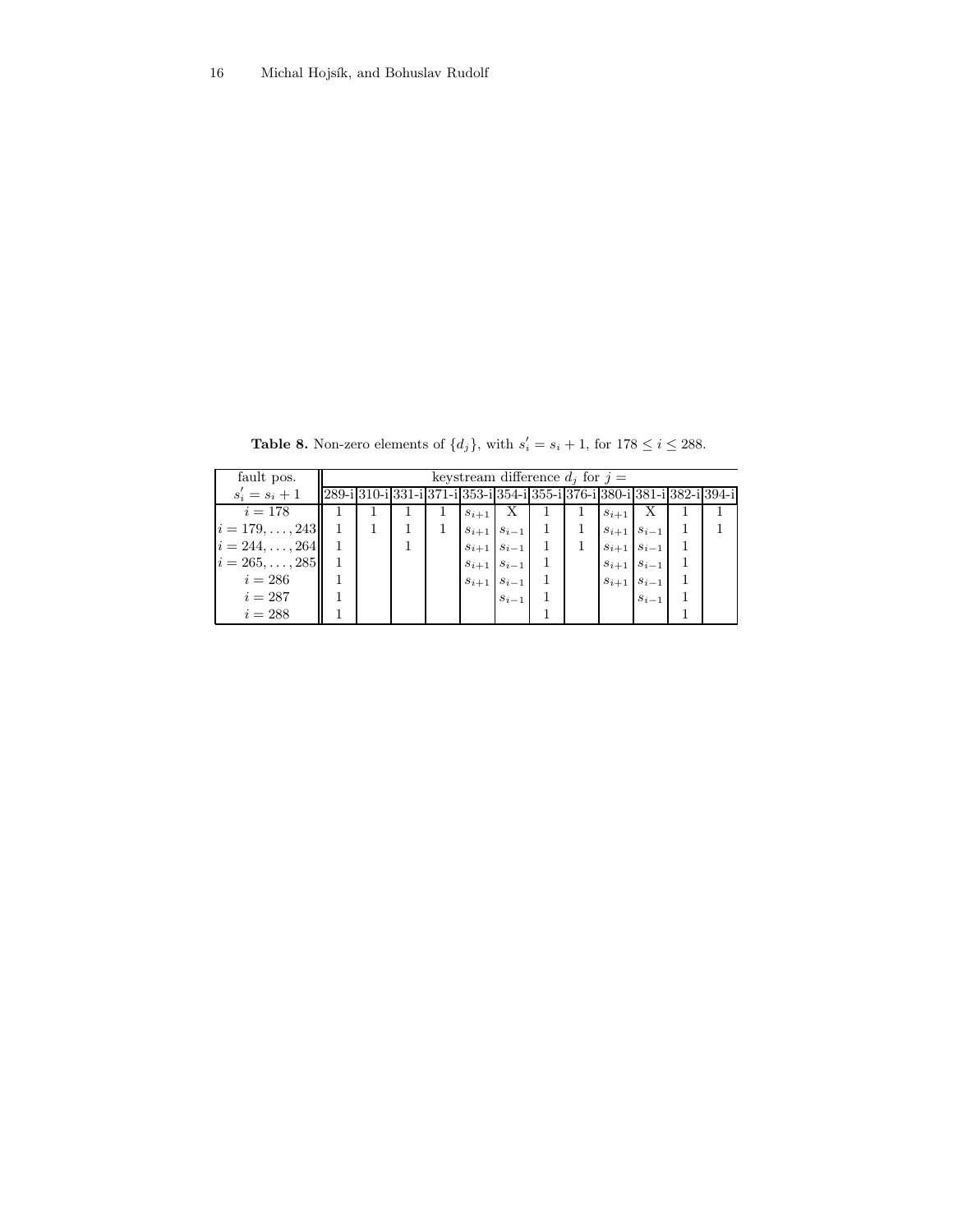**Table 8.** Non-zero elements of $\{d_j\}$, with $s'_i = s_i + 1$, for $178 \leq i \leq 288$.

| fault pos. | keystream difference $d_j$ for $j =$ | | | | | | | | | | | |
|---|---|---|---|---|---|---|---|---|---|---|---|---|
| $s'_i = s_i + 1$ | 289-i | 310-i | 331-i | 371-i | 353-i | 354-i | 355-i | 376-i | 380-i | 381-i | 382-i | 394-i |
| $i = 178$ | 1 | 1 | 1 | 1 | $s_{i+1}$ | X | 1 | 1 | $s_{i+1}$ | X | 1 | 1 |
| $i = 179, \ldots, 243$ | 1 | 1 | 1 | 1 | $s_{i+1}$ | $s_{i-1}$ | 1 | 1 | $s_{i+1}$ | $s_{i-1}$ | 1 | 1 |
| $i = 244, \ldots, 264$ | 1 | | 1 | | $s_{i+1}$ | $s_{i-1}$ | 1 | 1 | $s_{i+1}$ | $s_{i-1}$ | 1 | |
| $i = 265, \ldots, 285$ | 1 | | | | $s_{i+1}$ | $s_{i-1}$ | 1 | | $s_{i+1}$ | $s_{i-1}$ | 1 | |
| $i = 286$ | 1 | | | | $s_{i+1}$ | $s_{i-1}$ | 1 | | $s_{i+1}$ | $s_{i-1}$ | 1 | |
| $i = 287$ | 1 | | | | | $s_{i-1}$ | 1 | | | $s_{i-1}$ | 1 | |
| $i = 288$ | 1 | | | | | | 1 | | | | 1 | |